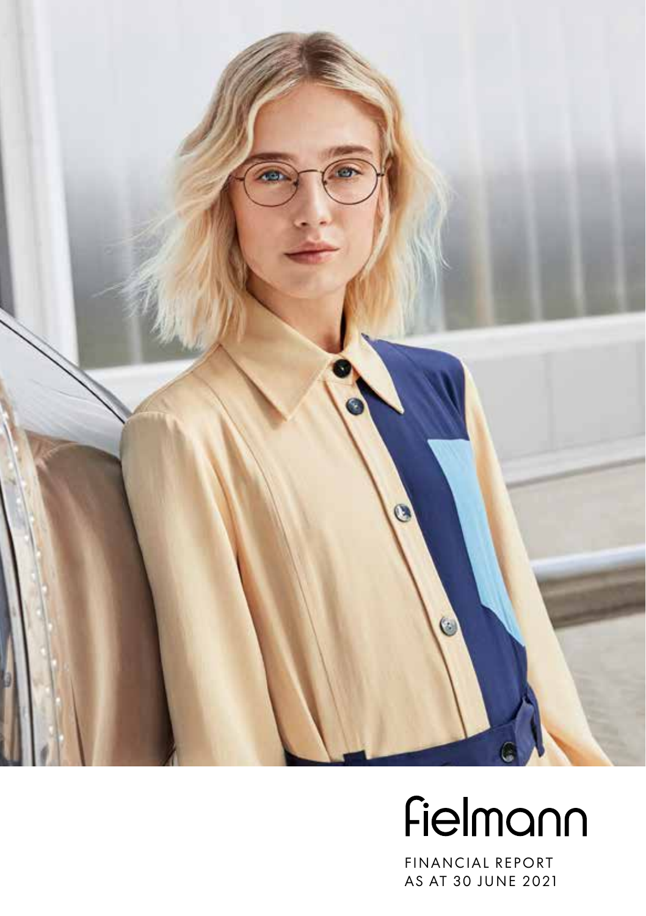# fielmann

FINANCIAL REPORT
AS AT 30 JUNE 2021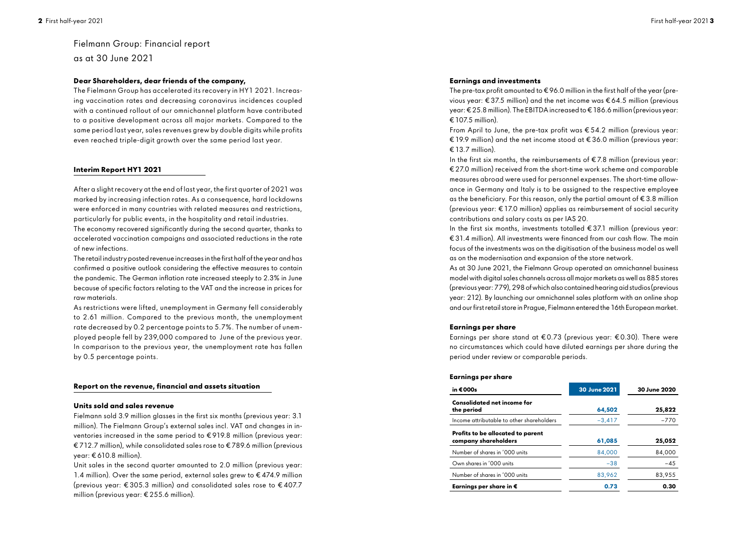# Fielmann Group: Financial report as at 30 June 2021

**Dear Shareholders, dear friends of the company,**

The Fielmann Group has accelerated its recovery in HY1 2021. Increasing vaccination rates and decreasing coronavirus incidences coupled with a continued rollout of our omnichannel platform have contributed to a positive development across all major markets. Compared to the same period last year, sales revenues grew by double digits while profits even reached triple-digit growth over the same period last year.

## Interim Report HY1 2021

After a slight recovery at the end of last year, the first quarter of 2021 was marked by increasing infection rates. As a consequence, hard lockdowns were enforced in many countries with related measures and restrictions, particularly for public events, in the hospitality and retail industries.

The economy recovered significantly during the second quarter, thanks to accelerated vaccination campaigns and associated reductions in the rate of new infections.

The retail industry posted revenue increases in the first half of the year and has confirmed a positive outlook considering the effective measures to contain the pandemic. The German inflation rate increased steeply to 2.3% in June because of specific factors relating to the VAT and the increase in prices for raw materials.

As restrictions were lifted, unemployment in Germany fell considerably to 2.61 million. Compared to the previous month, the unemployment rate decreased by 0.2 percentage points to 5.7%. The number of unemployed people fell by 239,000 compared to June of the previous year. In comparison to the previous year, the unemployment rate has fallen by 0.5 percentage points.

## Report on the revenue, financial and assets situation

### Units sold and sales revenue

Fielmann sold 3.9 million glasses in the first six months (previous year: 3.1 million). The Fielmann Group's external sales incl. VAT and changes in inventories increased in the same period to € 919.8 million (previous year: € 712.7 million), while consolidated sales rose to € 789.6 million (previous year: € 610.8 million).

Unit sales in the second quarter amounted to 2.0 million (previous year: 1.4 million). Over the same period, external sales grew to € 474.9 million (previous year: € 305.3 million) and consolidated sales rose to € 407.7 million (previous year: € 255.6 million).

### Earnings and investments

The pre-tax profit amounted to € 96.0 million in the first half of the year (previous year: € 37.5 million) and the net income was € 64.5 million (previous year: € 25.8 million). The EBITDA increased to € 186.6 million (previous year: € 107.5 million).

From April to June, the pre-tax profit was € 54.2 million (previous year: € 19.9 million) and the net income stood at € 36.0 million (previous year: € 13.7 million).

In the first six months, the reimbursements of € 7.8 million (previous year: € 27.0 million) received from the short-time work scheme and comparable measures abroad were used for personnel expenses. The short-time allowance in Germany and Italy is to be assigned to the respective employee as the beneficiary. For this reason, only the partial amount of € 3.8 million (previous year: € 17.0 million) applies as reimbursement of social security contributions and salary costs as per IAS 20.

In the first six months, investments totalled € 37.1 million (previous year: € 31.4 million). All investments were financed from our cash flow. The main focus of the investments was on the digitisation of the business model as well as on the modernisation and expansion of the store network.

As at 30 June 2021, the Fielmann Group operated an omnichannel business model with digital sales channels across all major markets as well as 885 stores (previous year: 779), 298 of which also contained hearing aid studios (previous year: 212). By launching our omnichannel sales platform with an online shop and our first retail store in Prague, Fielmann entered the 16th European market.

### Earnings per share

Earnings per share stand at € 0.73 (previous year: € 0.30). There were no circumstances which could have diluted earnings per share during the period under review or comparable periods.

**Earnings per share**

| in €000s | 30 June 2021 | 30 June 2020 |
|---|---|---|
| **Consolidated net income for the period** | **64,502** | **25,822** |
| Income attributable to other shareholders | –3,417 | –770 |
| **Profits to be allocated to parent company shareholders** | **61,085** | **25,052** |
| Number of shares in '000 units | 84,000 | 84,000 |
| Own shares in '000 units | –38 | –45 |
| Number of shares in '000 units | 83,962 | 83,955 |
| **Earnings per share in €** | **0.73** | **0.30** |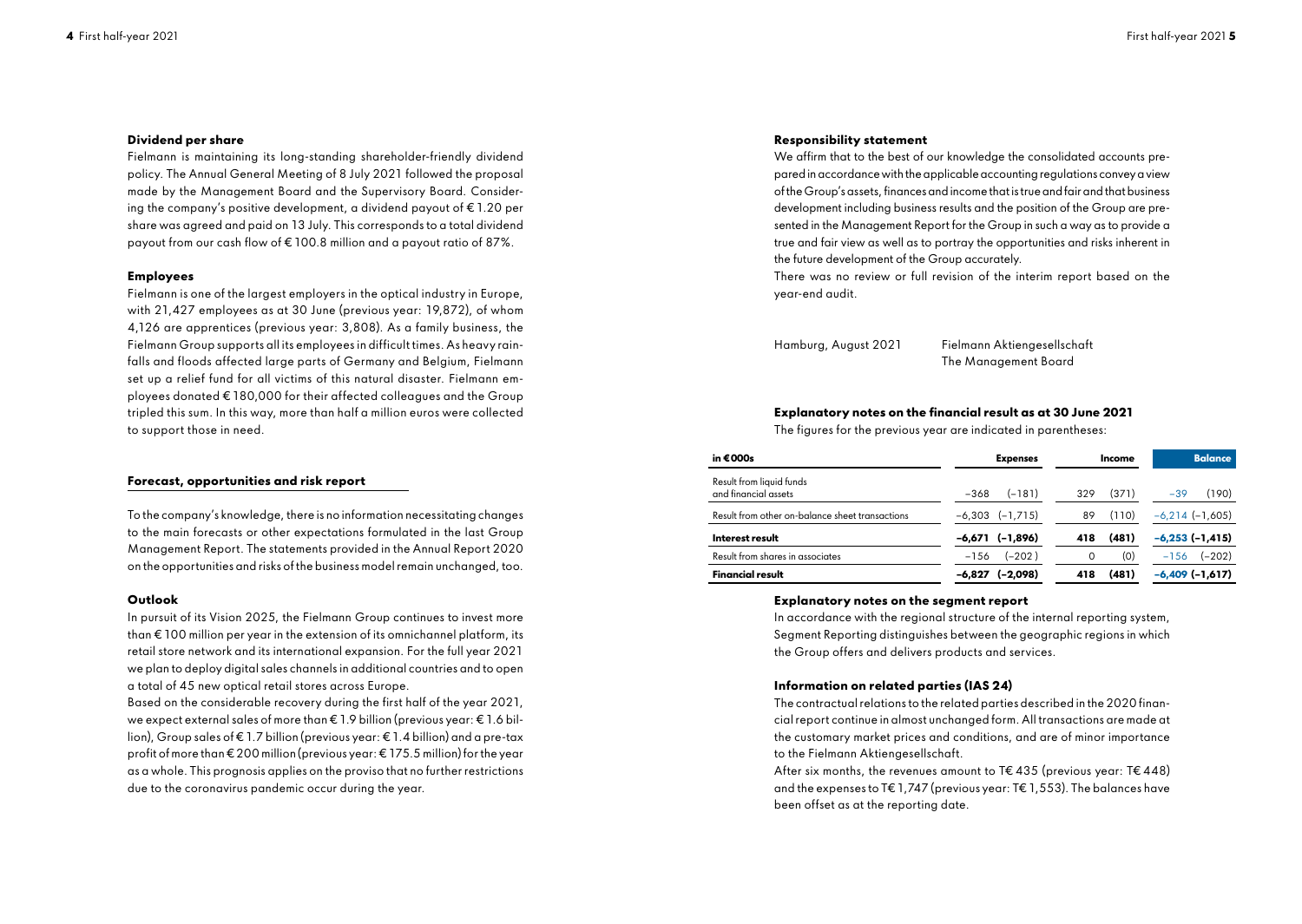### Dividend per share

Fielmann is maintaining its long-standing shareholder-friendly dividend policy. The Annual General Meeting of 8 July 2021 followed the proposal made by the Management Board and the Supervisory Board. Considering the company's positive development, a dividend payout of € 1.20 per share was agreed and paid on 13 July. This corresponds to a total dividend payout from our cash flow of € 100.8 million and a payout ratio of 87%.

### Employees

Fielmann is one of the largest employers in the optical industry in Europe, with 21,427 employees as at 30 June (previous year: 19,872), of whom 4,126 are apprentices (previous year: 3,808). As a family business, the Fielmann Group supports all its employees in difficult times. As heavy rainfalls and floods affected large parts of Germany and Belgium, Fielmann set up a relief fund for all victims of this natural disaster. Fielmann employees donated € 180,000 for their affected colleagues and the Group tripled this sum. In this way, more than half a million euros were collected to support those in need.

## Forecast, opportunities and risk report

To the company's knowledge, there is no information necessitating changes to the main forecasts or other expectations formulated in the last Group Management Report. The statements provided in the Annual Report 2020 on the opportunities and risks of the business model remain unchanged, too.

### Outlook

In pursuit of its Vision 2025, the Fielmann Group continues to invest more than € 100 million per year in the extension of its omnichannel platform, its retail store network and its international expansion. For the full year 2021 we plan to deploy digital sales channels in additional countries and to open a total of 45 new optical retail stores across Europe.

Based on the considerable recovery during the first half of the year 2021, we expect external sales of more than € 1.9 billion (previous year: € 1.6 billion), Group sales of € 1.7 billion (previous year: € 1.4 billion) and a pre-tax profit of more than € 200 million (previous year: € 175.5 million) for the year as a whole. This prognosis applies on the proviso that no further restrictions due to the coronavirus pandemic occur during the year.

### Responsibility statement

We affirm that to the best of our knowledge the consolidated accounts prepared in accordance with the applicable accounting regulations convey a view of the Group's assets, finances and income that is true and fair and that business development including business results and the position of the Group are presented in the Management Report for the Group in such a way as to provide a true and fair view as well as to portray the opportunities and risks inherent in the future development of the Group accurately.

There was no review or full revision of the interim report based on the year-end audit.

Hamburg, August 2021

Fielmann Aktiengesellschaft
The Management Board

### Explanatory notes on the financial result as at 30 June 2021

The figures for the previous year are indicated in parentheses:

| in €000s | Expenses | | Income | | Balance | |
|---|---|---|---|---|---|---|
| Result from liquid funds and financial assets | –368 | (–181) | 329 | (371) | –39 | (190) |
| Result from other on-balance sheet transactions | –6,303 | (–1,715) | 89 | (110) | –6,214 | (–1,605) |
| **Interest result** | **–6,671** | **(–1,896)** | **418** | **(481)** | **–6,253** | **(–1,415)** |
| Result from shares in associates | –156 | (–202) | 0 | (0) | –156 | (–202) |
| **Financial result** | **–6,827** | **(–2,098)** | **418** | **(481)** | **–6,409** | **(–1,617)** |

### Explanatory notes on the segment report

In accordance with the regional structure of the internal reporting system, Segment Reporting distinguishes between the geographic regions in which the Group offers and delivers products and services.

### Information on related parties (IAS 24)

The contractual relations to the related parties described in the 2020 financial report continue in almost unchanged form. All transactions are made at the customary market prices and conditions, and are of minor importance to the Fielmann Aktiengesellschaft.

After six months, the revenues amount to T€ 435 (previous year: T€ 448) and the expenses to T€ 1,747 (previous year: T€ 1,553). The balances have been offset as at the reporting date.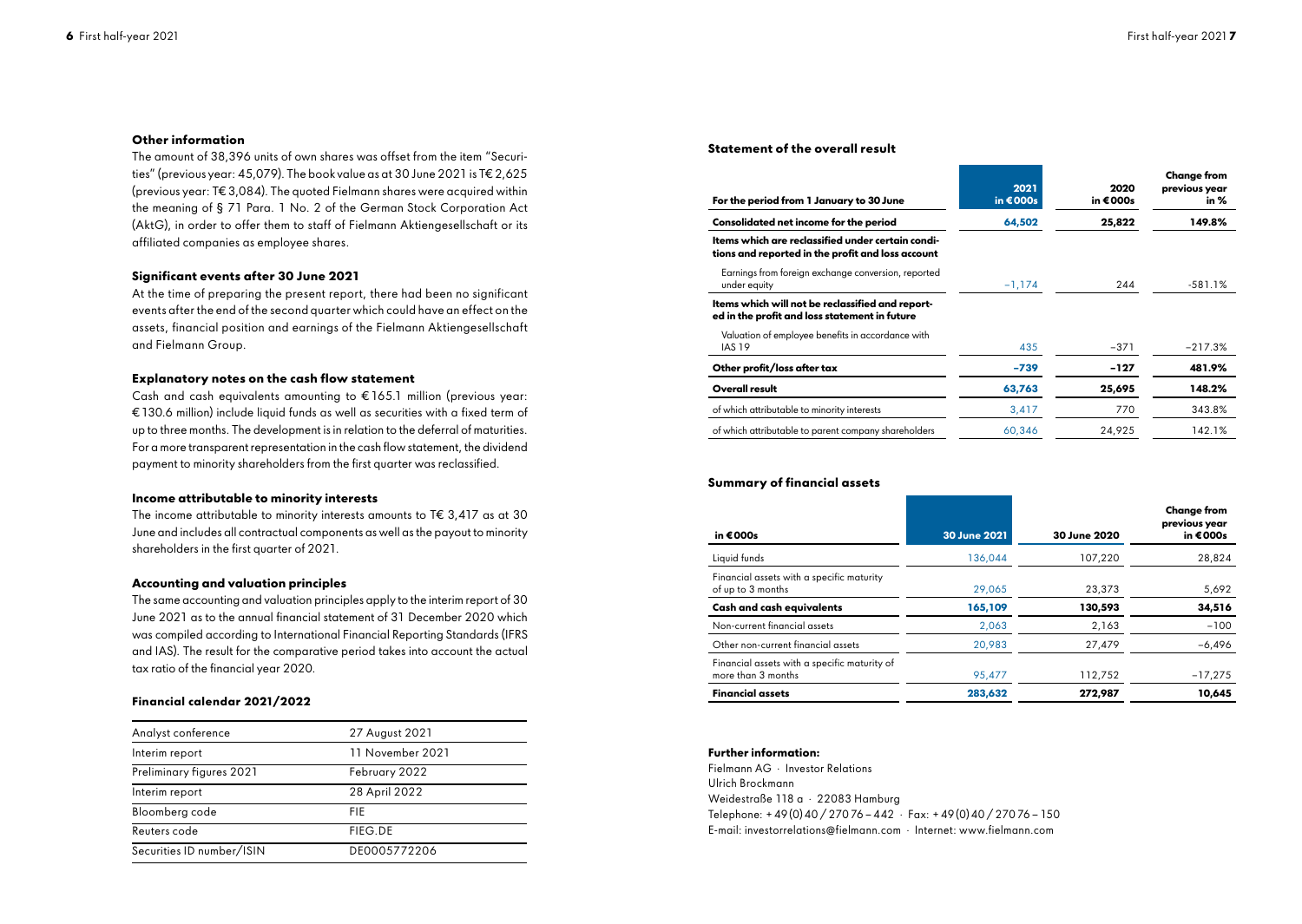### Other information

The amount of 38,396 units of own shares was offset from the item "Securities" (previous year: 45,079). The book value as at 30 June 2021 is T€ 2,625 (previous year: T€ 3,084). The quoted Fielmann shares were acquired within the meaning of § 71 Para. 1 No. 2 of the German Stock Corporation Act (AktG), in order to offer them to staff of Fielmann Aktiengesellschaft or its affiliated companies as employee shares.

### Significant events after 30 June 2021

At the time of preparing the present report, there had been no significant events after the end of the second quarter which could have an effect on the assets, financial position and earnings of the Fielmann Aktiengesellschaft and Fielmann Group.

### Explanatory notes on the cash flow statement

Cash and cash equivalents amounting to € 165.1 million (previous year: € 130.6 million) include liquid funds as well as securities with a fixed term of up to three months. The development is in relation to the deferral of maturities. For a more transparent representation in the cash flow statement, the dividend payment to minority shareholders from the first quarter was reclassified.

### Income attributable to minority interests

The income attributable to minority interests amounts to T€ 3,417 as at 30 June and includes all contractual components as well as the payout to minority shareholders in the first quarter of 2021.

### Accounting and valuation principles

The same accounting and valuation principles apply to the interim report of 30 June 2021 as to the annual financial statement of 31 December 2020 which was compiled according to International Financial Reporting Standards (IFRS and IAS). The result for the comparative period takes into account the actual tax ratio of the financial year 2020.

### Financial calendar 2021/2022

| | |
|---|---|
| Analyst conference | 27 August 2021 |
| Interim report | 11 November 2021 |
| Preliminary figures 2021 | February 2022 |
| Interim report | 28 April 2022 |
| Bloomberg code | FIE |
| Reuters code | FIEG.DE |
| Securities ID number/ISIN | DE0005772206 |

### Statement of the overall result

| For the period from 1 January to 30 June | 2021 in €000s | 2020 in €000s | Change from previous year in % |
|---|---|---|---|
| **Consolidated net income for the period** | **64,502** | **25,822** | **149.8%** |
| **Items which are reclassified under certain conditions and reported in the profit and loss account** | | | |
| Earnings from foreign exchange conversion, reported under equity | −1,174 | 244 | -581.1% |
| **Items which will not be reclassified and reported in the profit and loss statement in future** | | | |
| Valuation of employee benefits in accordance with IAS 19 | 435 | −371 | −217.3% |
| **Other profit/loss after tax** | **−739** | **−127** | **481.9%** |
| **Overall result** | **63,763** | **25,695** | **148.2%** |
| of which attributable to minority interests | 3,417 | 770 | 343.8% |
| of which attributable to parent company shareholders | 60,346 | 24,925 | 142.1% |

### Summary of financial assets

| in €000s | 30 June 2021 | 30 June 2020 | Change from previous year in €000s |
|---|---|---|---|
| Liquid funds | 136,044 | 107,220 | 28,824 |
| Financial assets with a specific maturity of up to 3 months | 29,065 | 23,373 | 5,692 |
| **Cash and cash equivalents** | **165,109** | **130,593** | **34,516** |
| Non-current financial assets | 2,063 | 2,163 | −100 |
| Other non-current financial assets | 20,983 | 27,479 | −6,496 |
| Financial assets with a specific maturity of more than 3 months | 95,477 | 112,752 | −17,275 |
| **Financial assets** | **283,632** | **272,987** | **10,645** |

**Further information:**

Fielmann AG · Investor Relations
Ulrich Brockmann
Weidestraße 118 a · 22083 Hamburg
Telephone: + 49 (0) 40 / 270 76 – 442 · Fax: + 49 (0) 40 / 270 76 – 150
E-mail: investorrelations@fielmann.com · Internet: www.fielmann.com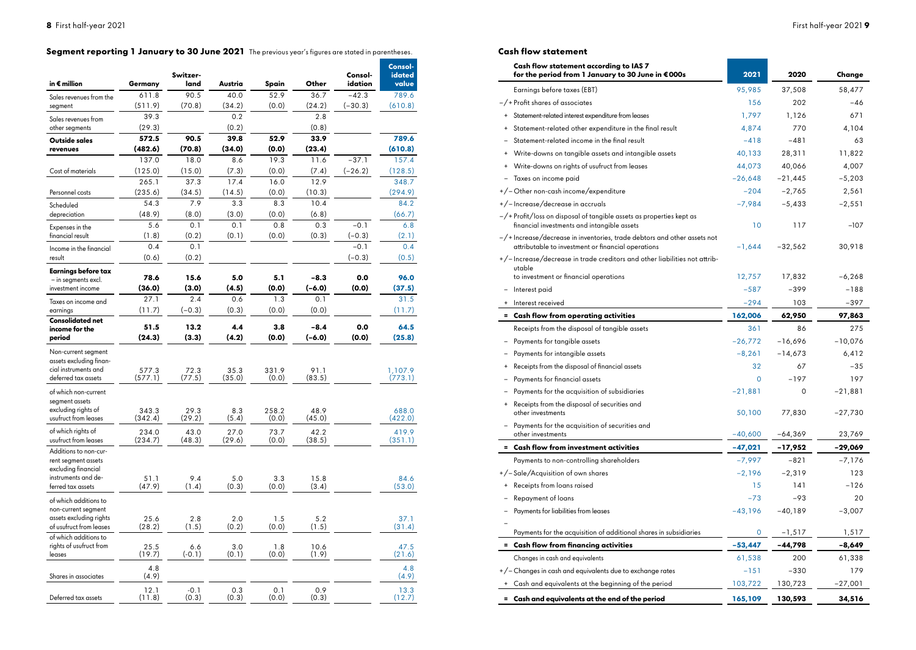## Segment reporting 1 January to 30 June 2021

The previous year's figures are stated in parentheses.

| in € million | Germany | Switzerland | Austria | Spain | Other | Consolidation | Consolidated value |
|---|---|---|---|---|---|---|---|
| Sales revenues from the segment | 611.8 (511.9) | 90.5 (70.8) | 40.0 (34.2) | 52.9 (0.0) | 36.7 (24.2) | −42.3 (−30.3) | 789.6 (610.8) |
| Sales revenues from other segments | 39.3 (29.3) | | 0.2 (0.2) | | 2.8 (0.8) | | |
| **Outside sales revenues** | **572.5 (482.6)** | **90.5 (70.8)** | **39.8 (34.0)** | **52.9 (0.0)** | **33.9 (23.4)** | | **789.6 (610.8)** |
| Cost of materials | 137.0 (125.0) | 18.0 (15.0) | 8.6 (7.3) | 19.3 (0.0) | 11.6 (7.4) | −37.1 (−26.2) | 157.4 (128.5) |
| Personnel costs | 265.1 (235.6) | 37.3 (34.5) | 17.4 (14.5) | 16.0 (0.0) | 12.9 (10.3) | | 348.7 (294.9) |
| Scheduled depreciation | 54.3 (48.9) | 7.9 (8.0) | 3.3 (3.0) | 8.3 (0.0) | 10.4 (6.8) | | 84.2 (66.7) |
| Expenses in the financial result | 5.6 (1.8) | 0.1 (0.2) | 0.1 (0.1) | 0.8 (0.0) | 0.3 (0.3) | −0.1 (−0.3) | 6.8 (2.1) |
| Income in the financial result | 0.4 (0.6) | 0.1 (0.2) | | | | −0.1 (−0.3) | 0.4 (0.5) |
| **Earnings before tax** – in segments excl. investment income | **78.6 (36.0)** | **15.6 (3.0)** | **5.0 (4.5)** | **5.1 (0.0)** | **−8.3 (−6.0)** | **0.0 (0.0)** | **96.0 (37.5)** |
| Taxes on income and earnings | 27.1 (11.7) | 2.4 (−0.3) | 0.6 (0.3) | 1.3 (0.0) | 0.1 (0.0) | | 31.5 (11.7) |
| **Consolidated net income for the period** | **51.5 (24.3)** | **13.2 (3.3)** | **4.4 (4.2)** | **3.8 (0.0)** | **−8.4 (−6.0)** | **0.0 (0.0)** | **64.5 (25.8)** |
| Non-current segment assets excluding financial instruments and deferred tax assets | 577.3 (577.1) | 72.3 (77.5) | 35.3 (35.0) | 331.9 (0.0) | 91.1 (83.5) | | 1,107.9 (773.1) |
| of which non-current segment assets excluding rights of usufruct from leases | 343.3 (342.4) | 29.3 (29.2) | 8.3 (5.4) | 258.2 (0.0) | 48.9 (45.0) | | 688.0 (422.0) |
| of which rights of usufruct from leases | 234.0 (234.7) | 43.0 (48.3) | 27.0 (29.6) | 73.7 (0.0) | 42.2 (38.5) | | 419.9 (351.1) |
| Additions to non-current segment assets excluding financial instruments and deferred tax assets | 51.1 (47.9) | 9.4 (1.4) | 5.0 (0.3) | 3.3 (0.0) | 15.8 (3.4) | | 84.6 (53.0) |
| of which additions to non-current segment assets excluding rights of usufruct from leases | 25.6 (28.2) | 2.8 (1.5) | 2.0 (0.2) | 1.5 (0.0) | 5.2 (1.5) | | 37.1 (31.4) |
| of which additions to rights of usufruct from leases | 25.5 (19.7) | 6.6 (-0.1) | 3.0 (0.1) | 1.8 (0.0) | 10.6 (1.9) | | 47.5 (21.6) |
| Shares in associates | 4.8 (4.9) | | | | | | 4.8 (4.9) |
| Deferred tax assets | 12.1 (11.8) | -0.1 (0.3) | 0.3 (0.3) | 0.1 (0.0) | 0.9 (0.3) | | 13.3 (12.7) |

## Cash flow statement

| Cash flow statement according to IAS 7 for the period from 1 January to 30 June in €000s | 2021 | 2020 | Change |
|---|---|---|---|
| Earnings before taxes (EBT) | 95,985 | 37,508 | 58,477 |
| −/+ Profit shares of associates | 156 | 202 | −46 |
| + Statement-related interest expenditure from leases | 1,797 | 1,126 | 671 |
| + Statement-related other expenditure in the final result | 4,874 | 770 | 4,104 |
| − Statement-related income in the final result | −418 | −481 | 63 |
| + Write-downs on tangible assets and intangible assets | 40,133 | 28,311 | 11,822 |
| + Write-downs on rights of usufruct from leases | 44,073 | 40,066 | 4,007 |
| − Taxes on income paid | −26,648 | −21,445 | −5,203 |
| +/− Other non-cash income/expenditure | −204 | −2,765 | 2,561 |
| +/− Increase/decrease in accruals | −7,984 | −5,433 | −2,551 |
| −/+ Profit/loss on disposal of tangible assets as properties kept as financial investments and intangible assets | 10 | 117 | −107 |
| −/+ Increase/decrease in inventories, trade debtors and other assets not attributable to investment or financial operations | −1,644 | −32,562 | 30,918 |
| +/− Increase/decrease in trade creditors and other liabilities not attributable to investment or financial operations | 12,757 | 17,832 | −6,268 |
| − Interest paid | −587 | −399 | −188 |
| + Interest received | −294 | 103 | −397 |
| **= Cash flow from operating activities** | **162,006** | **62,950** | **97,863** |
| Receipts from the disposal of tangible assets | 361 | 86 | 275 |
| − Payments for tangible assets | −26,772 | −16,696 | −10,076 |
| − Payments for intangible assets | −8,261 | −14,673 | 6,412 |
| + Receipts from the disposal of financial assets | 32 | 67 | −35 |
| − Payments for financial assets | 0 | −197 | 197 |
| − Payments for the acquisition of subsidiaries | −21,881 | 0 | −21,881 |
| + Receipts from the disposal of securities and other investments | 50,100 | 77,830 | −27,730 |
| − Payments for the acquisition of securities and other investments | −40,600 | −64,369 | 23,769 |
| **= Cash flow from investment activities** | **−47,021** | **−17,952** | **−29,069** |
| Payments to non-controlling shareholders | −7,997 | −821 | −7,176 |
| +/− Sale/Acquisition of own shares | −2,196 | −2,319 | 123 |
| + Receipts from loans raised | 15 | 141 | −126 |
| − Repayment of loans | −73 | −93 | 20 |
| − Payments for liabilities from leases | −43,196 | −40,189 | −3,007 |
| − Payments for the acquisition of additional shares in subsidiaries | 0 | −1,517 | 1,517 |
| **= Cash flow from financing activities** | **−53,447** | **−44,798** | **−8,649** |
| Changes in cash and equivalents | 61,538 | 200 | 61,338 |
| +/− Changes in cash and equivalents due to exchange rates | −151 | −330 | 179 |
| + Cash and equivalents at the beginning of the period | 103,722 | 130,723 | −27,001 |
| **= Cash and equivalents at the end of the period** | **165,109** | **130,593** | **34,516** |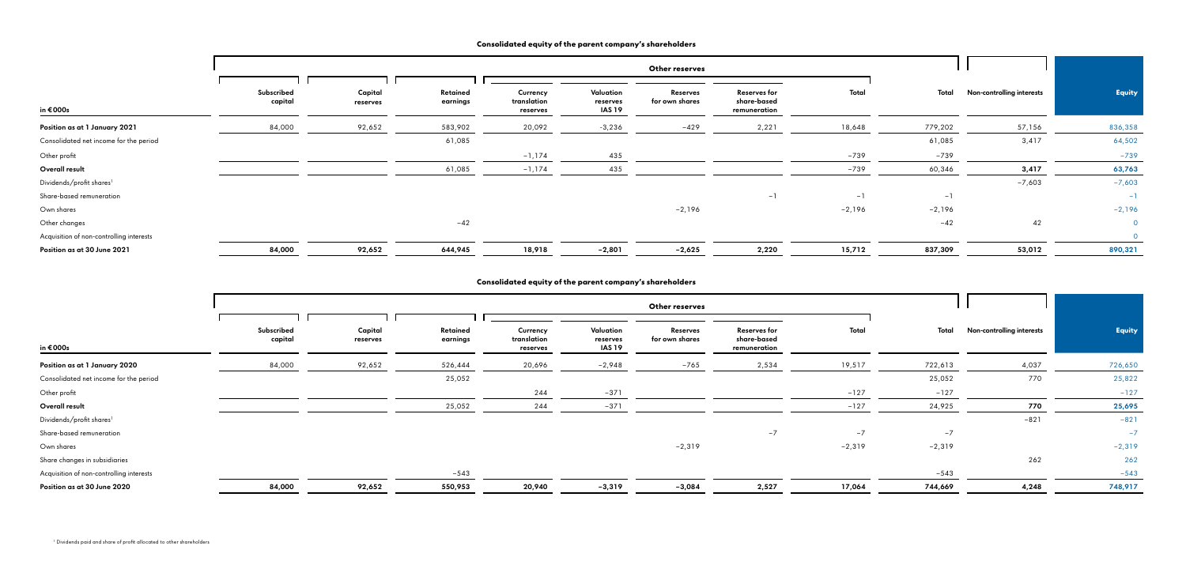## Consolidated equity of the parent company's shareholders

| in €000s | Subscribed capital | Capital reserves | Retained earnings | Other reserves | | | | | Total | Non-controlling interests | Equity |
|---|---|---|---|---|---|---|---|---|---|---|---|
| | | | | Currency translation reserves | Valuation reserves IAS 19 | Reserves for own shares | Reserves for share-based remuneration | Total | | | |
| **Position as at 1 January 2021** | 84,000 | 92,652 | 583,902 | 20,092 | −3,236 | −429 | 2,221 | 18,648 | 779,202 | 57,156 | 836,358 |
| Consolidated net income for the period | | | 61,085 | | | | | | 61,085 | 3,417 | 64,502 |
| Other profit | | | | −1,174 | 435 | | | −739 | −739 | | −739 |
| **Overall result** | | | 61,085 | −1,174 | 435 | | | −739 | 60,346 | **3,417** | **63,763** |
| Dividends/profit shares[1] | | | | | | | | | | −7,603 | −7,603 |
| Share-based remuneration | | | | | | | −1 | −1 | −1 | | −1 |
| Own shares | | | | | | −2,196 | | −2,196 | −2,196 | | −2,196 |
| Other changes | | | −42 | | | | | | −42 | 42 | 0 |
| Acquisition of non-controlling interests | | | | | | | | | | | 0 |
| **Position as at 30 June 2021** | **84,000** | **92,652** | **644,945** | **18,918** | **−2,801** | **−2,625** | **2,220** | **15,712** | **837,309** | **53,012** | **890,321** |

## Consolidated equity of the parent company's shareholders

| in €000s | Subscribed capital | Capital reserves | Retained earnings | Other reserves | | | | | Total | Non-controlling interests | Equity |
|---|---|---|---|---|---|---|---|---|---|---|---|
| | | | | Currency translation reserves | Valuation reserves IAS 19 | Reserves for own shares | Reserves for share-based remuneration | Total | | | |
| **Position as at 1 January 2020** | 84,000 | 92,652 | 526,444 | 20,696 | −2,948 | −765 | 2,534 | 19,517 | 722,613 | 4,037 | 726,650 |
| Consolidated net income for the period | | | 25,052 | | | | | | 25,052 | 770 | 25,822 |
| Other profit | | | | 244 | −371 | | | −127 | −127 | | −127 |
| **Overall result** | | | 25,052 | 244 | −371 | | | −127 | 24,925 | **770** | **25,695** |
| Dividends/profit shares[1] | | | | | | | | | | −821 | −821 |
| Share-based remuneration | | | | | | | −7 | −7 | −7 | | −7 |
| Own shares | | | | | | −2,319 | | −2,319 | −2,319 | | −2,319 |
| Share changes in subsidiaries | | | | | | | | | | 262 | 262 |
| Acquisition of non-controlling interests | | | −543 | | | | | | −543 | | −543 |
| **Position as at 30 June 2020** | **84,000** | **92,652** | **550,953** | **20,940** | **−3,319** | **−3,084** | **2,527** | **17,064** | **744,669** | **4,248** | **748,917** |

[1] Dividends paid and share of profit allocated to other shareholders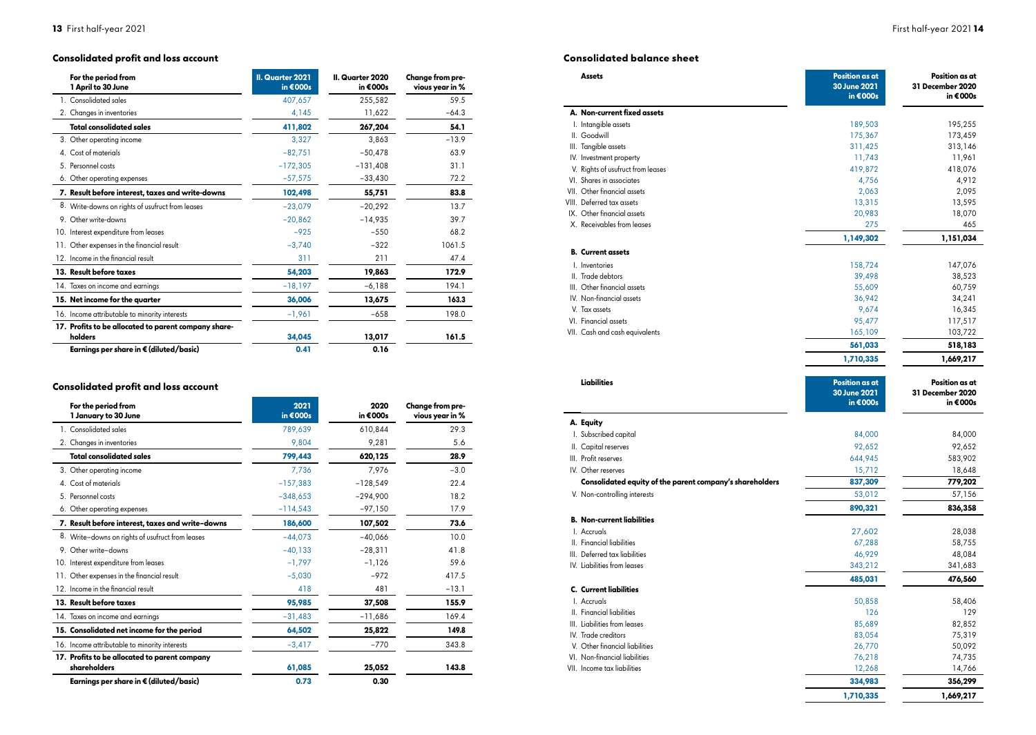## Consolidated profit and loss account

| For the period from 1 April to 30 June | II. Quarter 2021 in €000s | II. Quarter 2020 in €000s | Change from previous year in % |
|---|---|---|---|
| 1. Consolidated sales | 407,657 | 255,582 | 59.5 |
| 2. Changes in inventories | 4,145 | 11,622 | −64.3 |
| **Total consolidated sales** | **411,802** | **267,204** | **54.1** |
| 3. Other operating income | 3,327 | 3,863 | −13.9 |
| 4. Cost of materials | −82,751 | −50,478 | 63.9 |
| 5. Personnel costs | −172,305 | −131,408 | 31.1 |
| 6. Other operating expenses | −57,575 | −33,430 | 72.2 |
| **7. Result before interest, taxes and write-downs** | **102,498** | **55,751** | **83.8** |
| 8. Write-downs on rights of usufruct from leases | −23,079 | −20,292 | 13.7 |
| 9. Other write-downs | −20,862 | −14,935 | 39.7 |
| 10. Interest expenditure from leases | −925 | −550 | 68.2 |
| 11. Other expenses in the financial result | −3,740 | −322 | 1061.5 |
| 12. Income in the financial result | 311 | 211 | 47.4 |
| **13. Result before taxes** | **54,203** | **19,863** | **172.9** |
| 14. Taxes on income and earnings | −18,197 | −6,188 | 194.1 |
| **15. Net income for the quarter** | **36,006** | **13,675** | **163.3** |
| 16. Income attributable to minority interests | −1,961 | −658 | 198.0 |
| **17. Profits to be allocated to parent company shareholders** | **34,045** | **13,017** | **161.5** |
| **Earnings per share in € (diluted/basic)** | **0.41** | **0.16** | |

## Consolidated profit and loss account

| For the period from 1 January to 30 June | 2021 in €000s | 2020 in €000s | Change from previous year in % |
|---|---|---|---|
| 1. Consolidated sales | 789,639 | 610,844 | 29.3 |
| 2. Changes in inventories | 9,804 | 9,281 | 5.6 |
| **Total consolidated sales** | **799,443** | **620,125** | **28.9** |
| 3. Other operating income | 7,736 | 7,976 | −3.0 |
| 4. Cost of materials | −157,383 | −128,549 | 22.4 |
| 5. Personnel costs | −348,653 | −294,900 | 18.2 |
| 6. Other operating expenses | −114,543 | −97,150 | 17.9 |
| **7. Result before interest, taxes and write–downs** | **186,600** | **107,502** | **73.6** |
| 8. Write–downs on rights of usufruct from leases | −44,073 | −40,066 | 10.0 |
| 9. Other write–downs | −40,133 | −28,311 | 41.8 |
| 10. Interest expenditure from leases | −1,797 | −1,126 | 59.6 |
| 11. Other expenses in the financial result | −5,030 | −972 | 417.5 |
| 12. Income in the financial result | 418 | 481 | −13.1 |
| **13. Result before taxes** | **95,985** | **37,508** | **155.9** |
| 14. Taxes on income and earnings | −31,483 | −11,686 | 169.4 |
| **15. Consolidated net income for the period** | **64,502** | **25,822** | **149.8** |
| 16. Income attributable to minority interests | −3,417 | −770 | 343.8 |
| **17. Profits to be allocated to parent company shareholders** | **61,085** | **25,052** | **143.8** |
| **Earnings per share in € (diluted/basic)** | **0.73** | **0.30** | |

## Consolidated balance sheet

| Assets | Position as at 30 June 2021 in €000s | Position as at 31 December 2020 in €000s |
|---|---|---|
| **A. Non-current fixed assets** | | |
| I. Intangible assets | 189,503 | 195,255 |
| II. Goodwill | 175,367 | 173,459 |
| III. Tangible assets | 311,425 | 313,146 |
| IV. Investment property | 11,743 | 11,961 |
| V. Rights of usufruct from leases | 419,872 | 418,076 |
| VI. Shares in associates | 4,756 | 4,912 |
| VII. Other financial assets | 2,063 | 2,095 |
| VIII. Deferred tax assets | 13,315 | 13,595 |
| IX. Other financial assets | 20,983 | 18,070 |
| X. Receivables from leases | 275 | 465 |
| | **1,149,302** | **1,151,034** |
| **B. Current assets** | | |
| I. Inventories | 158,724 | 147,076 |
| II. Trade debtors | 39,498 | 38,523 |
| III. Other financial assets | 55,609 | 60,759 |
| IV. Non-financial assets | 36,942 | 34,241 |
| V. Tax assets | 9,674 | 16,345 |
| VI. Financial assets | 95,477 | 117,517 |
| VII. Cash and cash equivalents | 165,109 | 103,722 |
| | **561,033** | **518,183** |
| | **1,710,335** | **1,669,217** |

| Liabilities | Position as at 30 June 2021 in €000s | Position as at 31 December 2020 in €000s |
|---|---|---|
| **A. Equity** | | |
| I. Subscribed capital | 84,000 | 84,000 |
| II. Capital reserves | 92,652 | 92,652 |
| III. Profit reserves | 644,945 | 583,902 |
| IV. Other reserves | 15,712 | 18,648 |
| **Consolidated equity of the parent company's shareholders** | **837,309** | **779,202** |
| V. Non-controlling interests | 53,012 | 57,156 |
| | **890,321** | **836,358** |
| **B. Non-current liabilities** | | |
| I. Accruals | 27,602 | 28,038 |
| II. Financial liabilities | 67,288 | 58,755 |
| III. Deferred tax liabilities | 46,929 | 48,084 |
| IV. Liabilities from leases | 343,212 | 341,683 |
| | **485,031** | **476,560** |
| **C. Current liabilities** | | |
| I. Accruals | 50,858 | 58,406 |
| II. Financial liabilities | 126 | 129 |
| III. Liabilities from leases | 85,689 | 82,852 |
| IV. Trade creditors | 83,054 | 75,319 |
| V. Other financial liabilities | 26,770 | 50,092 |
| VI. Non-financial liabilities | 76,218 | 74,735 |
| VII. Income tax liabilities | 12,268 | 14,766 |
| | **334,983** | **356,299** |
| | **1,710,335** | **1,669,217** |